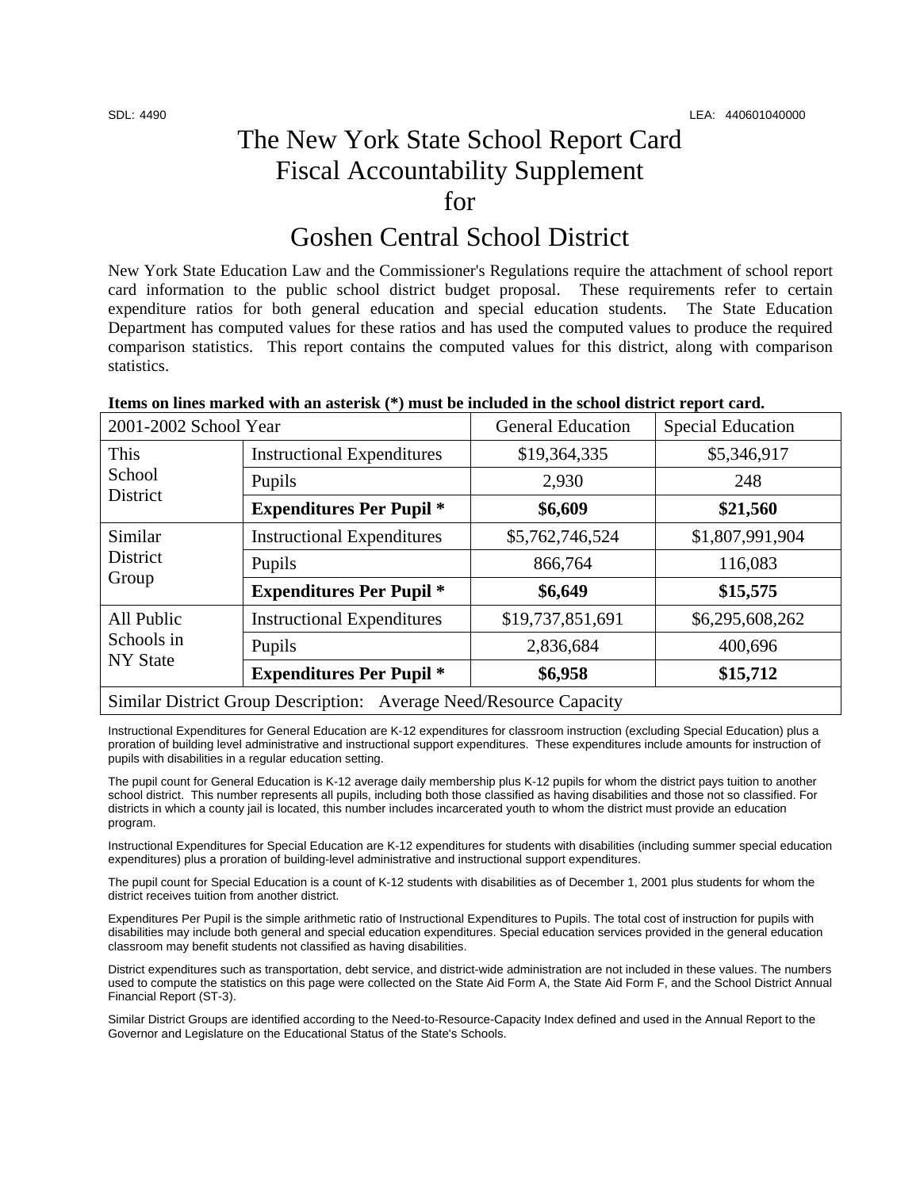SDL: 4490 LEA: 440601040000

# The New York State School Report Card Fiscal Accountability Supplement for

# Goshen Central School District

New York State Education Law and the Commissioner's Regulations require the attachment of school report card information to the public school district budget proposal. These requirements refer to certain expenditure ratios for both general education and special education students. The State Education Department has computed values for these ratios and has used the computed values to produce the required comparison statistics. This report contains the computed values for this district, along with comparison statistics.

**Items on lines marked with an asterisk (*) must be included in the school district report card.**

| 2001-2002 School Year | | General Education | Special Education |
|---|---|---|---|
| This School District | Instructional Expenditures | $19,364,335 | $5,346,917 |
| | Pupils | 2,930 | 248 |
| | **Expenditures Per Pupil *** | **$6,609** | **$21,560** |
| Similar District Group | Instructional Expenditures | $5,762,746,524 | $1,807,991,904 |
| | Pupils | 866,764 | 116,083 |
| | **Expenditures Per Pupil *** | **$6,649** | **$15,575** |
| All Public Schools in NY State | Instructional Expenditures | $19,737,851,691 | $6,295,608,262 |
| | Pupils | 2,836,684 | 400,696 |
| | **Expenditures Per Pupil *** | **$6,958** | **$15,712** |
| Similar District Group Description: Average Need/Resource Capacity | | | |

Instructional Expenditures for General Education are K-12 expenditures for classroom instruction (excluding Special Education) plus a proration of building level administrative and instructional support expenditures. These expenditures include amounts for instruction of pupils with disabilities in a regular education setting.

The pupil count for General Education is K-12 average daily membership plus K-12 pupils for whom the district pays tuition to another school district. This number represents all pupils, including both those classified as having disabilities and those not so classified. For districts in which a county jail is located, this number includes incarcerated youth to whom the district must provide an education program.

Instructional Expenditures for Special Education are K-12 expenditures for students with disabilities (including summer special education expenditures) plus a proration of building-level administrative and instructional support expenditures.

The pupil count for Special Education is a count of K-12 students with disabilities as of December 1, 2001 plus students for whom the district receives tuition from another district.

Expenditures Per Pupil is the simple arithmetic ratio of Instructional Expenditures to Pupils. The total cost of instruction for pupils with disabilities may include both general and special education expenditures. Special education services provided in the general education classroom may benefit students not classified as having disabilities.

District expenditures such as transportation, debt service, and district-wide administration are not included in these values. The numbers used to compute the statistics on this page were collected on the State Aid Form A, the State Aid Form F, and the School District Annual Financial Report (ST-3).

Similar District Groups are identified according to the Need-to-Resource-Capacity Index defined and used in the Annual Report to the Governor and Legislature on the Educational Status of the State's Schools.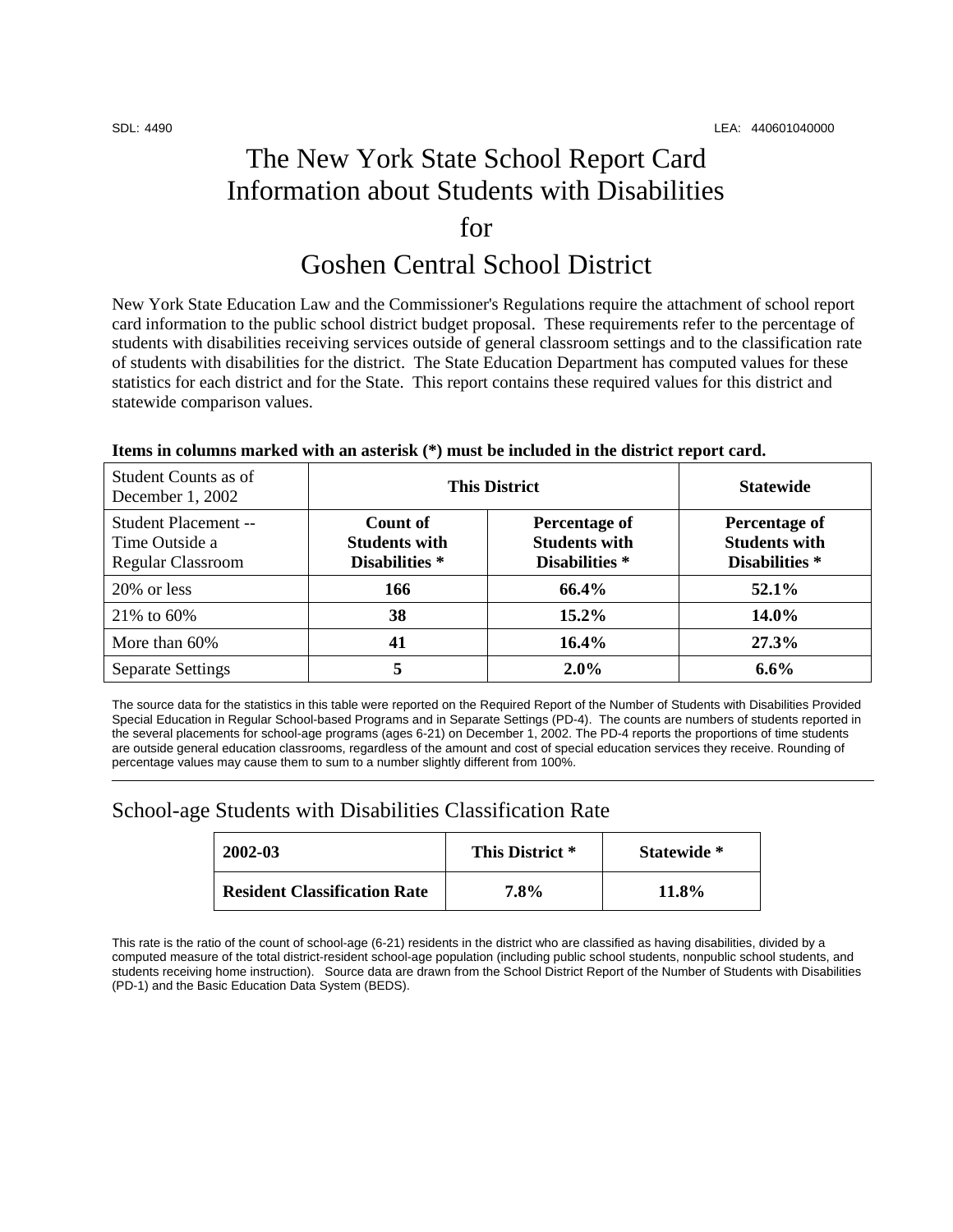SDL: 4490 LEA: 440601040000

# The New York State School Report Card
# Information about Students with Disabilities
# for
# Goshen Central School District

New York State Education Law and the Commissioner's Regulations require the attachment of school report card information to the public school district budget proposal. These requirements refer to the percentage of students with disabilities receiving services outside of general classroom settings and to the classification rate of students with disabilities for the district. The State Education Department has computed values for these statistics for each district and for the State. This report contains these required values for this district and statewide comparison values.

**Items in columns marked with an asterisk (*) must be included in the district report card.**

| Student Counts as of December 1, 2002 | **This District** | | **Statewide** |
|---|---|---|---|
| Student Placement -- Time Outside a Regular Classroom | **Count of Students with Disabilities *** | **Percentage of Students with Disabilities *** | **Percentage of Students with Disabilities *** |
| 20% or less | **166** | **66.4%** | **52.1%** |
| 21% to 60% | **38** | **15.2%** | **14.0%** |
| More than 60% | **41** | **16.4%** | **27.3%** |
| Separate Settings | **5** | **2.0%** | **6.6%** |

The source data for the statistics in this table were reported on the Required Report of the Number of Students with Disabilities Provided Special Education in Regular School-based Programs and in Separate Settings (PD-4). The counts are numbers of students reported in the several placements for school-age programs (ages 6-21) on December 1, 2002. The PD-4 reports the proportions of time students are outside general education classrooms, regardless of the amount and cost of special education services they receive. Rounding of percentage values may cause them to sum to a number slightly different from 100%.

---

## School-age Students with Disabilities Classification Rate

| **2002-03** | **This District *** | **Statewide *** |
|---|---|---|
| **Resident Classification Rate** | **7.8%** | **11.8%** |

This rate is the ratio of the count of school-age (6-21) residents in the district who are classified as having disabilities, divided by a computed measure of the total district-resident school-age population (including public school students, nonpublic school students, and students receiving home instruction). Source data are drawn from the School District Report of the Number of Students with Disabilities (PD-1) and the Basic Education Data System (BEDS).